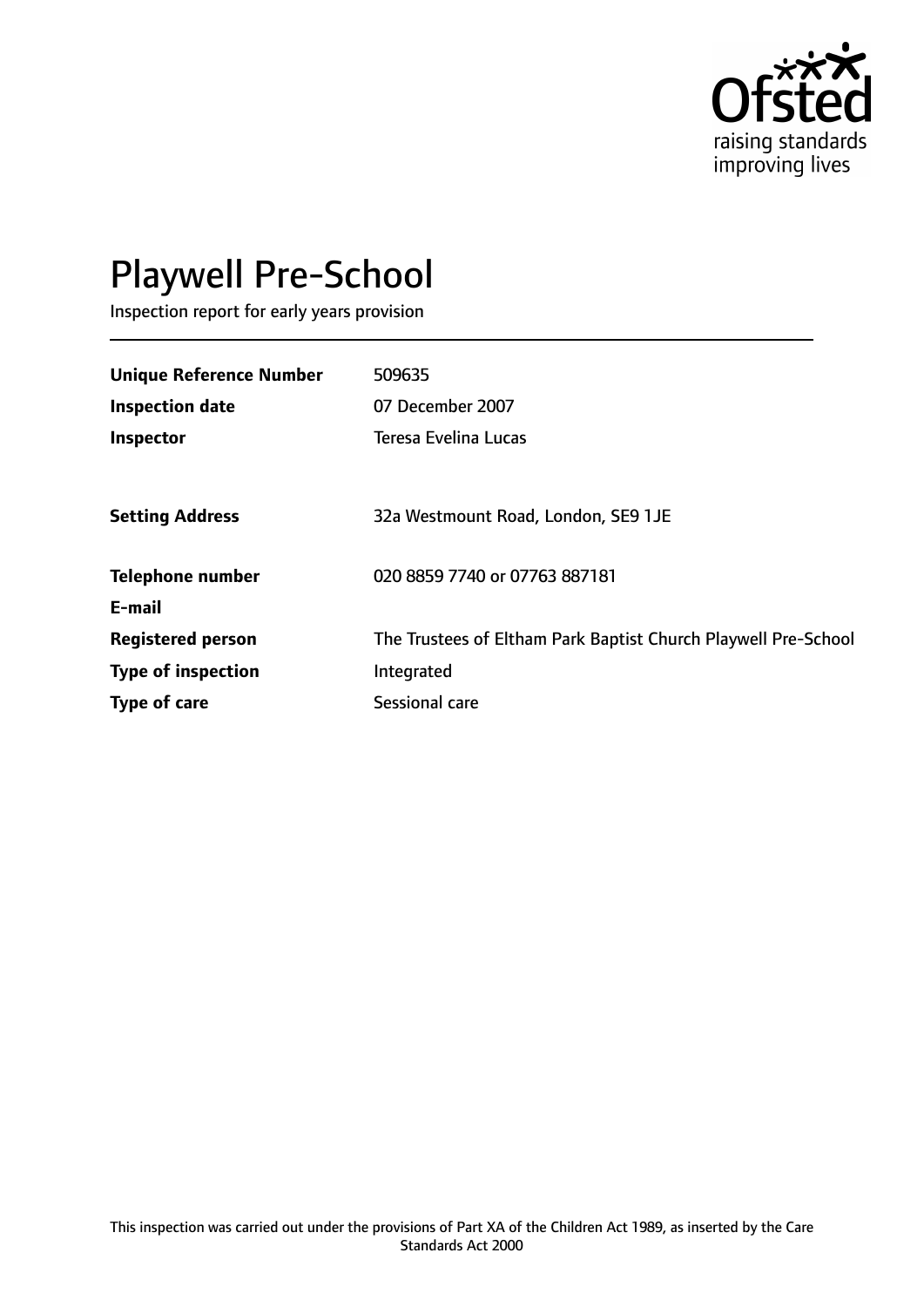Ofsted
raising standards
improving lives

# Playwell Pre-School

Inspection report for early years provision

| | |
|---|---|
| **Unique Reference Number** | 509635 |
| **Inspection date** | 07 December 2007 |
| **Inspector** | Teresa Evelina Lucas |
| **Setting Address** | 32a Westmount Road, London, SE9 1JE |
| **Telephone number** | 020 8859 7740 or 07763 887181 |
| **E-mail** | |
| **Registered person** | The Trustees of Eltham Park Baptist Church Playwell Pre-School |
| **Type of inspection** | Integrated |
| **Type of care** | Sessional care |

This inspection was carried out under the provisions of Part XA of the Children Act 1989, as inserted by the Care Standards Act 2000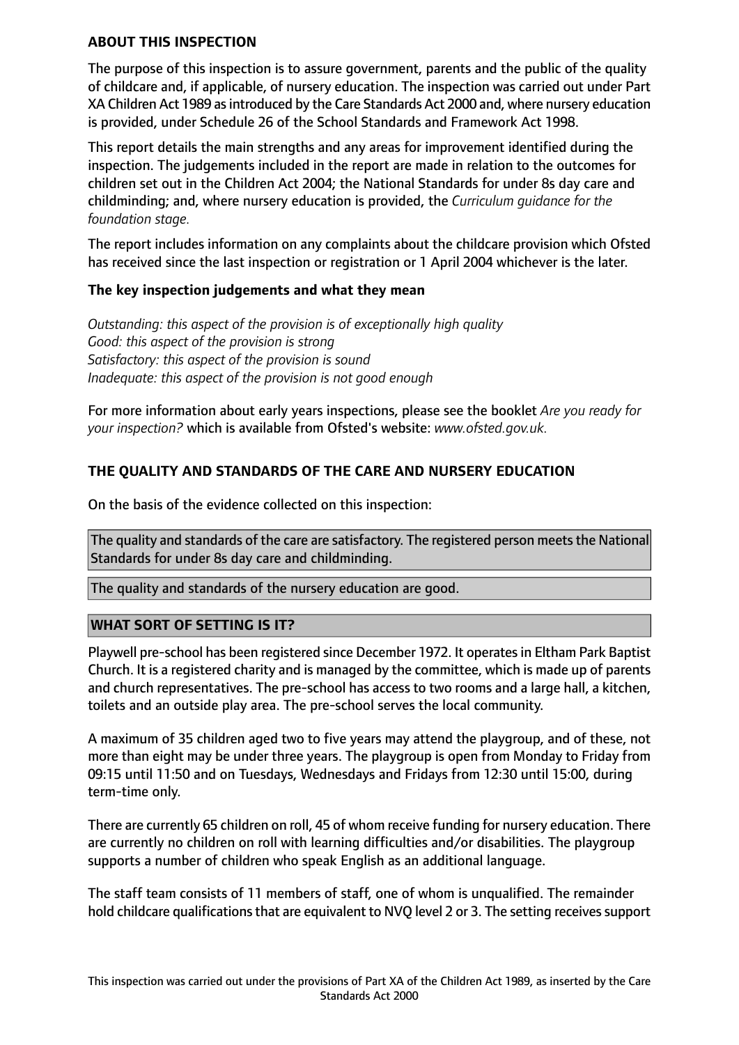## ABOUT THIS INSPECTION

The purpose of this inspection is to assure government, parents and the public of the quality of childcare and, if applicable, of nursery education. The inspection was carried out under Part XA Children Act 1989 as introduced by the Care Standards Act 2000 and, where nursery education is provided, under Schedule 26 of the School Standards and Framework Act 1998.

This report details the main strengths and any areas for improvement identified during the inspection. The judgements included in the report are made in relation to the outcomes for children set out in the Children Act 2004; the National Standards for under 8s day care and childminding; and, where nursery education is provided, the *Curriculum guidance for the foundation stage.*

The report includes information on any complaints about the childcare provision which Ofsted has received since the last inspection or registration or 1 April 2004 whichever is the later.

### The key inspection judgements and what they mean

*Outstanding: this aspect of the provision is of exceptionally high quality*
*Good: this aspect of the provision is strong*
*Satisfactory: this aspect of the provision is sound*
*Inadequate: this aspect of the provision is not good enough*

For more information about early years inspections, please see the booklet *Are you ready for your inspection?* which is available from Ofsted's website: *www.ofsted.gov.uk.*

## THE QUALITY AND STANDARDS OF THE CARE AND NURSERY EDUCATION

On the basis of the evidence collected on this inspection:

The quality and standards of the care are satisfactory. The registered person meets the National Standards for under 8s day care and childminding.

The quality and standards of the nursery education are good.

## WHAT SORT OF SETTING IS IT?

Playwell pre-school has been registered since December 1972. It operates in Eltham Park Baptist Church. It is a registered charity and is managed by the committee, which is made up of parents and church representatives. The pre-school has access to two rooms and a large hall, a kitchen, toilets and an outside play area. The pre-school serves the local community.

A maximum of 35 children aged two to five years may attend the playgroup, and of these, not more than eight may be under three years. The playgroup is open from Monday to Friday from 09:15 until 11:50 and on Tuesdays, Wednesdays and Fridays from 12:30 until 15:00, during term-time only.

There are currently 65 children on roll, 45 of whom receive funding for nursery education. There are currently no children on roll with learning difficulties and/or disabilities. The playgroup supports a number of children who speak English as an additional language.

The staff team consists of 11 members of staff, one of whom is unqualified. The remainder hold childcare qualifications that are equivalent to NVQ level 2 or 3. The setting receives support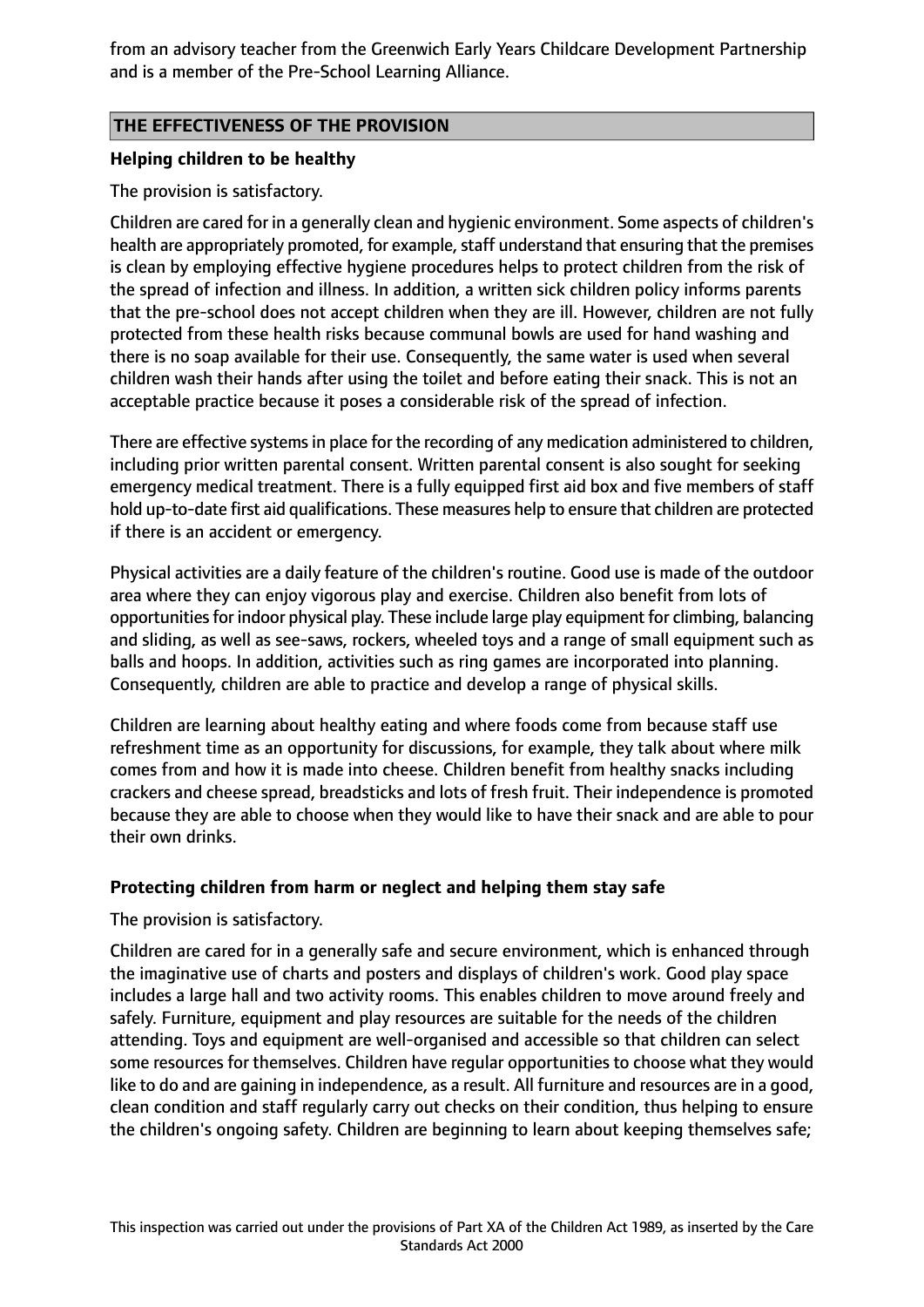from an advisory teacher from the Greenwich Early Years Childcare Development Partnership and is a member of the Pre-School Learning Alliance.

## THE EFFECTIVENESS OF THE PROVISION

### Helping children to be healthy

The provision is satisfactory.

Children are cared for in a generally clean and hygienic environment. Some aspects of children's health are appropriately promoted, for example, staff understand that ensuring that the premises is clean by employing effective hygiene procedures helps to protect children from the risk of the spread of infection and illness. In addition, a written sick children policy informs parents that the pre-school does not accept children when they are ill. However, children are not fully protected from these health risks because communal bowls are used for hand washing and there is no soap available for their use. Consequently, the same water is used when several children wash their hands after using the toilet and before eating their snack. This is not an acceptable practice because it poses a considerable risk of the spread of infection.

There are effective systems in place for the recording of any medication administered to children, including prior written parental consent. Written parental consent is also sought for seeking emergency medical treatment. There is a fully equipped first aid box and five members of staff hold up-to-date first aid qualifications. These measures help to ensure that children are protected if there is an accident or emergency.

Physical activities are a daily feature of the children's routine. Good use is made of the outdoor area where they can enjoy vigorous play and exercise. Children also benefit from lots of opportunities for indoor physical play. These include large play equipment for climbing, balancing and sliding, as well as see-saws, rockers, wheeled toys and a range of small equipment such as balls and hoops. In addition, activities such as ring games are incorporated into planning. Consequently, children are able to practice and develop a range of physical skills.

Children are learning about healthy eating and where foods come from because staff use refreshment time as an opportunity for discussions, for example, they talk about where milk comes from and how it is made into cheese. Children benefit from healthy snacks including crackers and cheese spread, breadsticks and lots of fresh fruit. Their independence is promoted because they are able to choose when they would like to have their snack and are able to pour their own drinks.

### Protecting children from harm or neglect and helping them stay safe

The provision is satisfactory.

Children are cared for in a generally safe and secure environment, which is enhanced through the imaginative use of charts and posters and displays of children's work. Good play space includes a large hall and two activity rooms. This enables children to move around freely and safely. Furniture, equipment and play resources are suitable for the needs of the children attending. Toys and equipment are well-organised and accessible so that children can select some resources for themselves. Children have regular opportunities to choose what they would like to do and are gaining in independence, as a result. All furniture and resources are in a good, clean condition and staff regularly carry out checks on their condition, thus helping to ensure the children's ongoing safety. Children are beginning to learn about keeping themselves safe;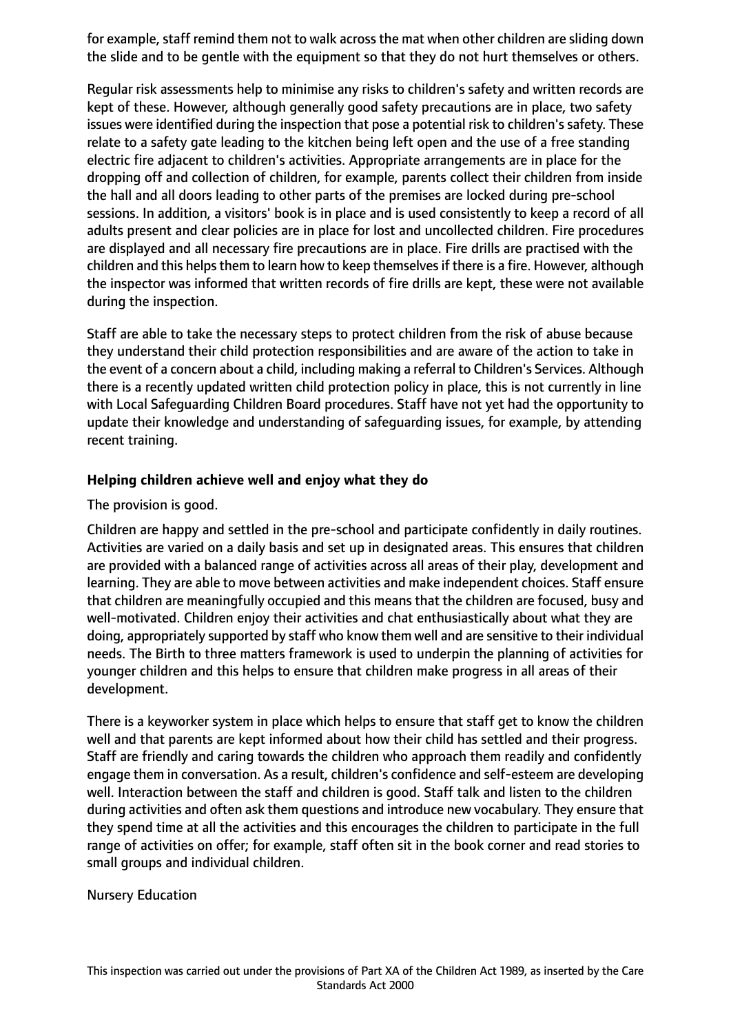for example, staff remind them not to walk across the mat when other children are sliding down the slide and to be gentle with the equipment so that they do not hurt themselves or others.

Regular risk assessments help to minimise any risks to children's safety and written records are kept of these. However, although generally good safety precautions are in place, two safety issues were identified during the inspection that pose a potential risk to children's safety. These relate to a safety gate leading to the kitchen being left open and the use of a free standing electric fire adjacent to children's activities. Appropriate arrangements are in place for the dropping off and collection of children, for example, parents collect their children from inside the hall and all doors leading to other parts of the premises are locked during pre-school sessions. In addition, a visitors' book is in place and is used consistently to keep a record of all adults present and clear policies are in place for lost and uncollected children. Fire procedures are displayed and all necessary fire precautions are in place. Fire drills are practised with the children and this helps them to learn how to keep themselves if there is a fire. However, although the inspector was informed that written records of fire drills are kept, these were not available during the inspection.

Staff are able to take the necessary steps to protect children from the risk of abuse because they understand their child protection responsibilities and are aware of the action to take in the event of a concern about a child, including making a referral to Children's Services. Although there is a recently updated written child protection policy in place, this is not currently in line with Local Safeguarding Children Board procedures. Staff have not yet had the opportunity to update their knowledge and understanding of safeguarding issues, for example, by attending recent training.

### Helping children achieve well and enjoy what they do

The provision is good.

Children are happy and settled in the pre-school and participate confidently in daily routines. Activities are varied on a daily basis and set up in designated areas. This ensures that children are provided with a balanced range of activities across all areas of their play, development and learning. They are able to move between activities and make independent choices. Staff ensure that children are meaningfully occupied and this means that the children are focused, busy and well-motivated. Children enjoy their activities and chat enthusiastically about what they are doing, appropriately supported by staff who know them well and are sensitive to their individual needs. The Birth to three matters framework is used to underpin the planning of activities for younger children and this helps to ensure that children make progress in all areas of their development.

There is a keyworker system in place which helps to ensure that staff get to know the children well and that parents are kept informed about how their child has settled and their progress. Staff are friendly and caring towards the children who approach them readily and confidently engage them in conversation. As a result, children's confidence and self-esteem are developing well. Interaction between the staff and children is good. Staff talk and listen to the children during activities and often ask them questions and introduce new vocabulary. They ensure that they spend time at all the activities and this encourages the children to participate in the full range of activities on offer; for example, staff often sit in the book corner and read stories to small groups and individual children.

Nursery Education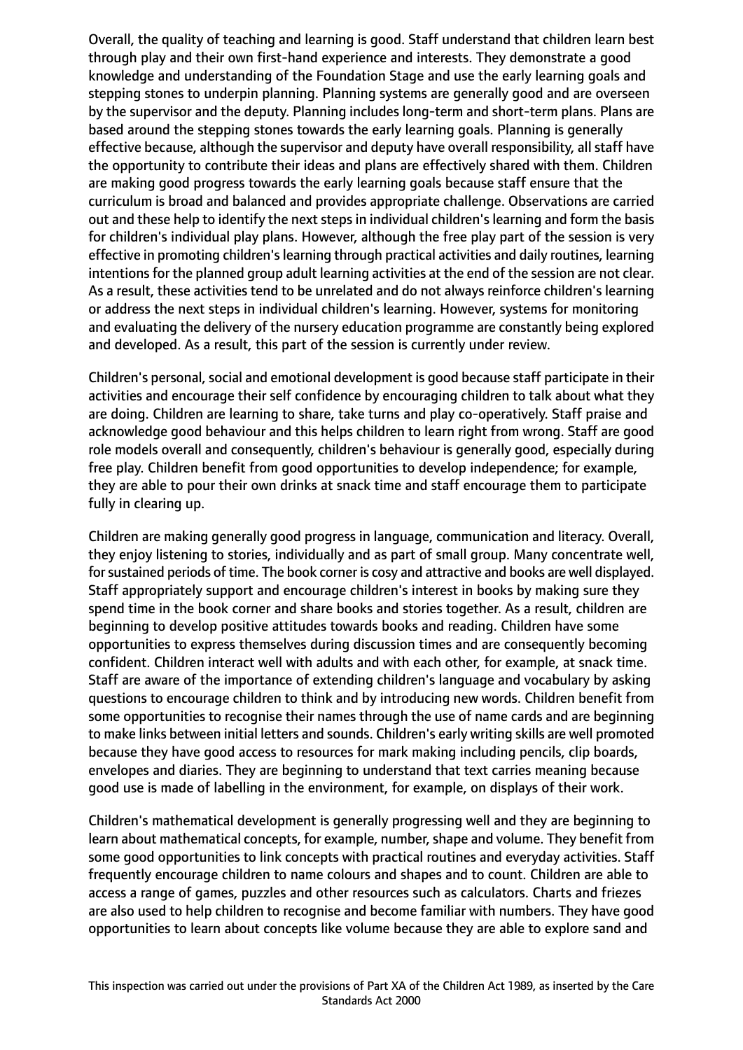Overall, the quality of teaching and learning is good. Staff understand that children learn best through play and their own first-hand experience and interests. They demonstrate a good knowledge and understanding of the Foundation Stage and use the early learning goals and stepping stones to underpin planning. Planning systems are generally good and are overseen by the supervisor and the deputy. Planning includes long-term and short-term plans. Plans are based around the stepping stones towards the early learning goals. Planning is generally effective because, although the supervisor and deputy have overall responsibility, all staff have the opportunity to contribute their ideas and plans are effectively shared with them. Children are making good progress towards the early learning goals because staff ensure that the curriculum is broad and balanced and provides appropriate challenge. Observations are carried out and these help to identify the next steps in individual children's learning and form the basis for children's individual play plans. However, although the free play part of the session is very effective in promoting children's learning through practical activities and daily routines, learning intentions for the planned group adult learning activities at the end of the session are not clear. As a result, these activities tend to be unrelated and do not always reinforce children's learning or address the next steps in individual children's learning. However, systems for monitoring and evaluating the delivery of the nursery education programme are constantly being explored and developed. As a result, this part of the session is currently under review.

Children's personal, social and emotional development is good because staff participate in their activities and encourage their self confidence by encouraging children to talk about what they are doing. Children are learning to share, take turns and play co-operatively. Staff praise and acknowledge good behaviour and this helps children to learn right from wrong. Staff are good role models overall and consequently, children's behaviour is generally good, especially during free play. Children benefit from good opportunities to develop independence; for example, they are able to pour their own drinks at snack time and staff encourage them to participate fully in clearing up.

Children are making generally good progress in language, communication and literacy. Overall, they enjoy listening to stories, individually and as part of small group. Many concentrate well, for sustained periods of time. The book corner is cosy and attractive and books are well displayed. Staff appropriately support and encourage children's interest in books by making sure they spend time in the book corner and share books and stories together. As a result, children are beginning to develop positive attitudes towards books and reading. Children have some opportunities to express themselves during discussion times and are consequently becoming confident. Children interact well with adults and with each other, for example, at snack time. Staff are aware of the importance of extending children's language and vocabulary by asking questions to encourage children to think and by introducing new words. Children benefit from some opportunities to recognise their names through the use of name cards and are beginning to make links between initial letters and sounds. Children's early writing skills are well promoted because they have good access to resources for mark making including pencils, clip boards, envelopes and diaries. They are beginning to understand that text carries meaning because good use is made of labelling in the environment, for example, on displays of their work.

Children's mathematical development is generally progressing well and they are beginning to learn about mathematical concepts, for example, number, shape and volume. They benefit from some good opportunities to link concepts with practical routines and everyday activities. Staff frequently encourage children to name colours and shapes and to count. Children are able to access a range of games, puzzles and other resources such as calculators. Charts and friezes are also used to help children to recognise and become familiar with numbers. They have good opportunities to learn about concepts like volume because they are able to explore sand and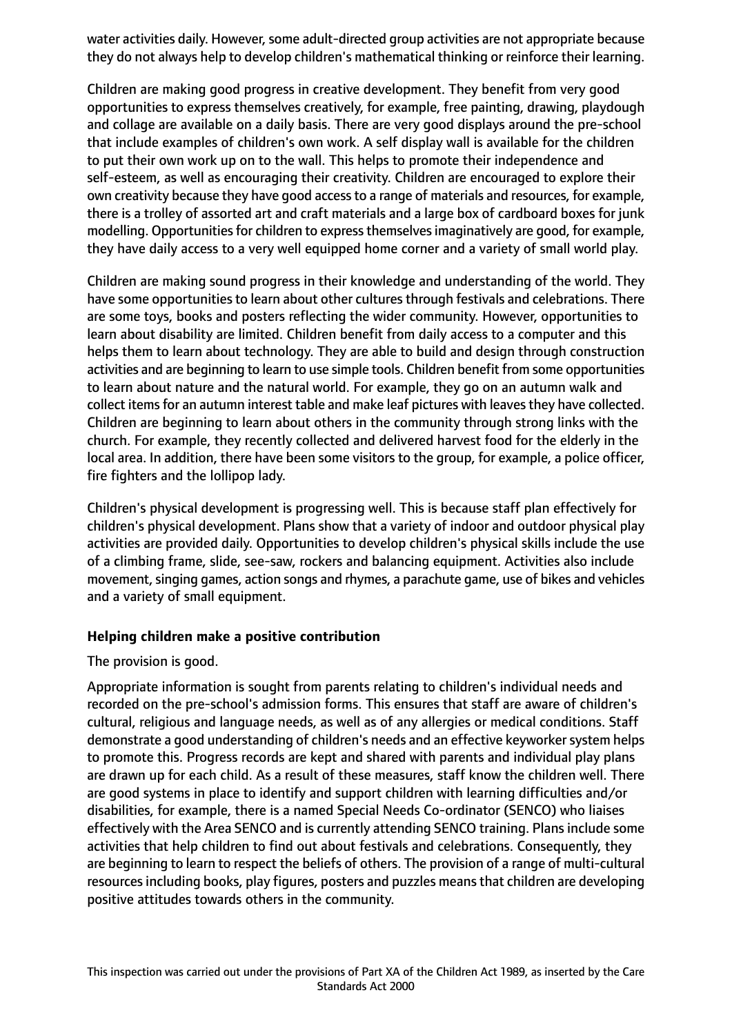water activities daily. However, some adult-directed group activities are not appropriate because they do not always help to develop children's mathematical thinking or reinforce their learning.

Children are making good progress in creative development. They benefit from very good opportunities to express themselves creatively, for example, free painting, drawing, playdough and collage are available on a daily basis. There are very good displays around the pre-school that include examples of children's own work. A self display wall is available for the children to put their own work up on to the wall. This helps to promote their independence and self-esteem, as well as encouraging their creativity. Children are encouraged to explore their own creativity because they have good access to a range of materials and resources, for example, there is a trolley of assorted art and craft materials and a large box of cardboard boxes for junk modelling. Opportunities for children to express themselves imaginatively are good, for example, they have daily access to a very well equipped home corner and a variety of small world play.

Children are making sound progress in their knowledge and understanding of the world. They have some opportunities to learn about other cultures through festivals and celebrations. There are some toys, books and posters reflecting the wider community. However, opportunities to learn about disability are limited. Children benefit from daily access to a computer and this helps them to learn about technology. They are able to build and design through construction activities and are beginning to learn to use simple tools. Children benefit from some opportunities to learn about nature and the natural world. For example, they go on an autumn walk and collect items for an autumn interest table and make leaf pictures with leaves they have collected. Children are beginning to learn about others in the community through strong links with the church. For example, they recently collected and delivered harvest food for the elderly in the local area. In addition, there have been some visitors to the group, for example, a police officer, fire fighters and the lollipop lady.

Children's physical development is progressing well. This is because staff plan effectively for children's physical development. Plans show that a variety of indoor and outdoor physical play activities are provided daily. Opportunities to develop children's physical skills include the use of a climbing frame, slide, see-saw, rockers and balancing equipment. Activities also include movement, singing games, action songs and rhymes, a parachute game, use of bikes and vehicles and a variety of small equipment.

**Helping children make a positive contribution**

The provision is good.

Appropriate information is sought from parents relating to children's individual needs and recorded on the pre-school's admission forms. This ensures that staff are aware of children's cultural, religious and language needs, as well as of any allergies or medical conditions. Staff demonstrate a good understanding of children's needs and an effective keyworker system helps to promote this. Progress records are kept and shared with parents and individual play plans are drawn up for each child. As a result of these measures, staff know the children well. There are good systems in place to identify and support children with learning difficulties and/or disabilities, for example, there is a named Special Needs Co-ordinator (SENCO) who liaises effectively with the Area SENCO and is currently attending SENCO training. Plans include some activities that help children to find out about festivals and celebrations. Consequently, they are beginning to learn to respect the beliefs of others. The provision of a range of multi-cultural resources including books, play figures, posters and puzzles means that children are developing positive attitudes towards others in the community.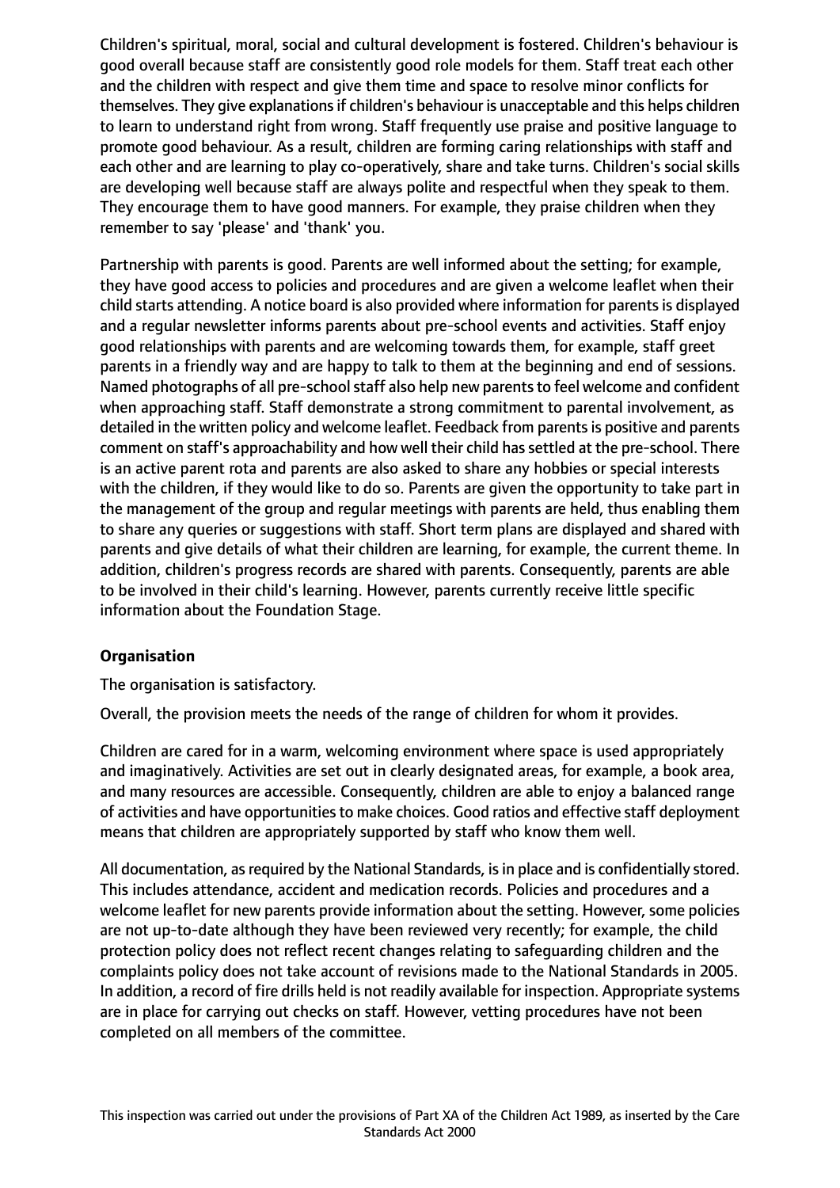Children's spiritual, moral, social and cultural development is fostered. Children's behaviour is good overall because staff are consistently good role models for them. Staff treat each other and the children with respect and give them time and space to resolve minor conflicts for themselves. They give explanations if children's behaviour is unacceptable and this helps children to learn to understand right from wrong. Staff frequently use praise and positive language to promote good behaviour. As a result, children are forming caring relationships with staff and each other and are learning to play co-operatively, share and take turns. Children's social skills are developing well because staff are always polite and respectful when they speak to them. They encourage them to have good manners. For example, they praise children when they remember to say 'please' and 'thank' you.

Partnership with parents is good. Parents are well informed about the setting; for example, they have good access to policies and procedures and are given a welcome leaflet when their child starts attending. A notice board is also provided where information for parents is displayed and a regular newsletter informs parents about pre-school events and activities. Staff enjoy good relationships with parents and are welcoming towards them, for example, staff greet parents in a friendly way and are happy to talk to them at the beginning and end of sessions. Named photographs of all pre-school staff also help new parents to feel welcome and confident when approaching staff. Staff demonstrate a strong commitment to parental involvement, as detailed in the written policy and welcome leaflet. Feedback from parents is positive and parents comment on staff's approachability and how well their child has settled at the pre-school. There is an active parent rota and parents are also asked to share any hobbies or special interests with the children, if they would like to do so. Parents are given the opportunity to take part in the management of the group and regular meetings with parents are held, thus enabling them to share any queries or suggestions with staff. Short term plans are displayed and shared with parents and give details of what their children are learning, for example, the current theme. In addition, children's progress records are shared with parents. Consequently, parents are able to be involved in their child's learning. However, parents currently receive little specific information about the Foundation Stage.

**Organisation**

The organisation is satisfactory.

Overall, the provision meets the needs of the range of children for whom it provides.

Children are cared for in a warm, welcoming environment where space is used appropriately and imaginatively. Activities are set out in clearly designated areas, for example, a book area, and many resources are accessible. Consequently, children are able to enjoy a balanced range of activities and have opportunities to make choices. Good ratios and effective staff deployment means that children are appropriately supported by staff who know them well.

All documentation, as required by the National Standards, is in place and is confidentially stored. This includes attendance, accident and medication records. Policies and procedures and a welcome leaflet for new parents provide information about the setting. However, some policies are not up-to-date although they have been reviewed very recently; for example, the child protection policy does not reflect recent changes relating to safeguarding children and the complaints policy does not take account of revisions made to the National Standards in 2005. In addition, a record of fire drills held is not readily available for inspection. Appropriate systems are in place for carrying out checks on staff. However, vetting procedures have not been completed on all members of the committee.

This inspection was carried out under the provisions of Part XA of the Children Act 1989, as inserted by the Care Standards Act 2000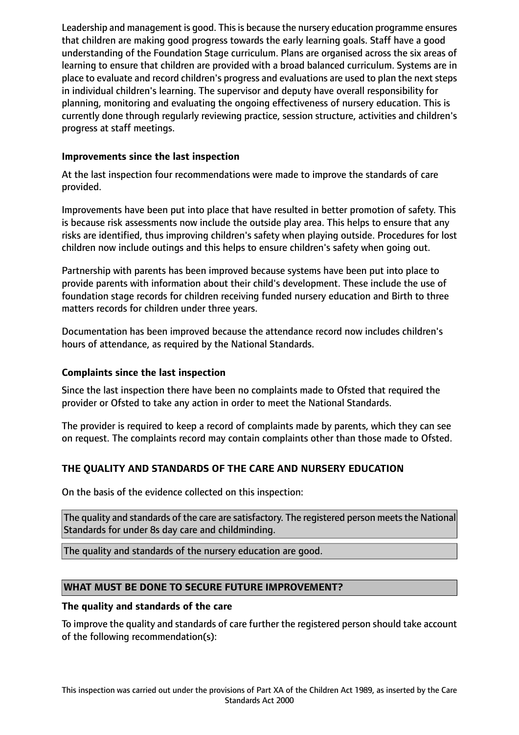Leadership and management is good. This is because the nursery education programme ensures that children are making good progress towards the early learning goals. Staff have a good understanding of the Foundation Stage curriculum. Plans are organised across the six areas of learning to ensure that children are provided with a broad balanced curriculum. Systems are in place to evaluate and record children's progress and evaluations are used to plan the next steps in individual children's learning. The supervisor and deputy have overall responsibility for planning, monitoring and evaluating the ongoing effectiveness of nursery education. This is currently done through regularly reviewing practice, session structure, activities and children's progress at staff meetings.

### Improvements since the last inspection

At the last inspection four recommendations were made to improve the standards of care provided.

Improvements have been put into place that have resulted in better promotion of safety. This is because risk assessments now include the outside play area. This helps to ensure that any risks are identified, thus improving children's safety when playing outside. Procedures for lost children now include outings and this helps to ensure children's safety when going out.

Partnership with parents has been improved because systems have been put into place to provide parents with information about their child's development. These include the use of foundation stage records for children receiving funded nursery education and Birth to three matters records for children under three years.

Documentation has been improved because the attendance record now includes children's hours of attendance, as required by the National Standards.

### Complaints since the last inspection

Since the last inspection there have been no complaints made to Ofsted that required the provider or Ofsted to take any action in order to meet the National Standards.

The provider is required to keep a record of complaints made by parents, which they can see on request. The complaints record may contain complaints other than those made to Ofsted.

## THE QUALITY AND STANDARDS OF THE CARE AND NURSERY EDUCATION

On the basis of the evidence collected on this inspection:

The quality and standards of the care are satisfactory. The registered person meets the National Standards for under 8s day care and childminding.

The quality and standards of the nursery education are good.

## WHAT MUST BE DONE TO SECURE FUTURE IMPROVEMENT?

### The quality and standards of the care

To improve the quality and standards of care further the registered person should take account of the following recommendation(s):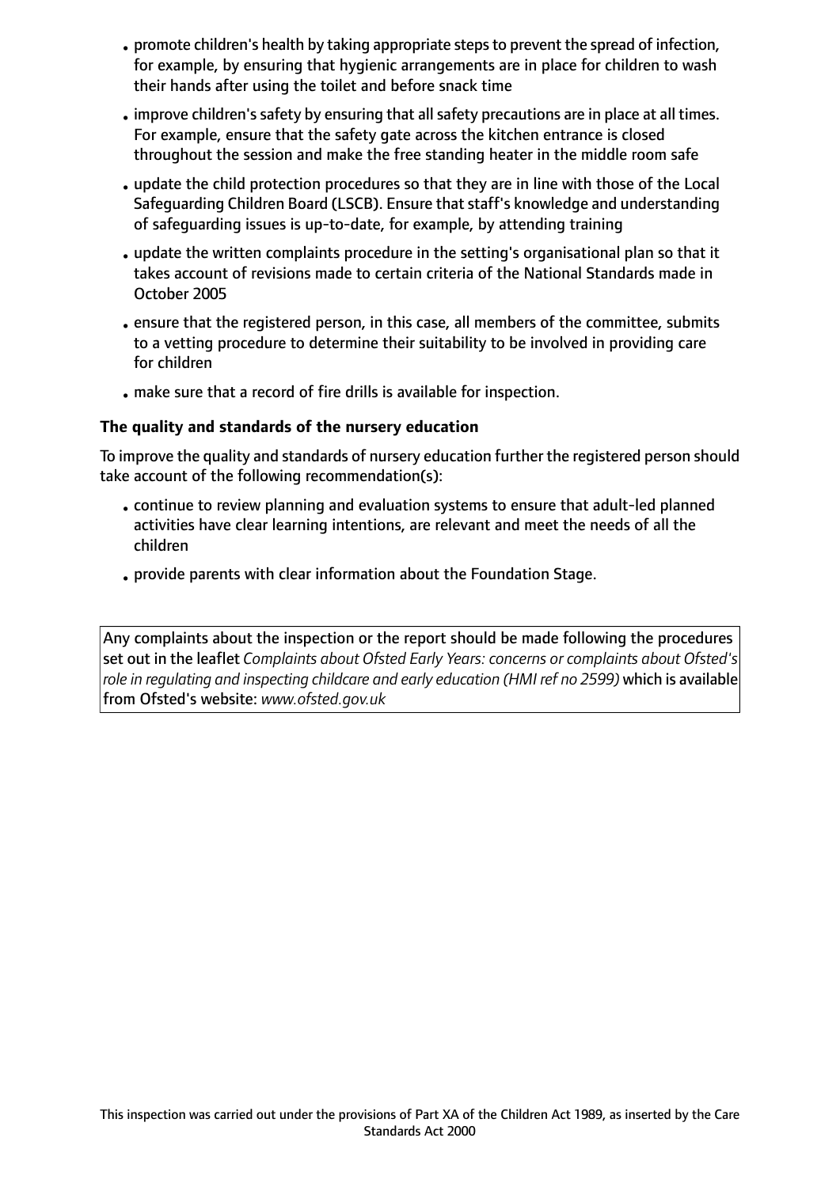- promote children's health by taking appropriate steps to prevent the spread of infection, for example, by ensuring that hygienic arrangements are in place for children to wash their hands after using the toilet and before snack time
- improve children's safety by ensuring that all safety precautions are in place at all times. For example, ensure that the safety gate across the kitchen entrance is closed throughout the session and make the free standing heater in the middle room safe
- update the child protection procedures so that they are in line with those of the Local Safeguarding Children Board (LSCB). Ensure that staff's knowledge and understanding of safeguarding issues is up-to-date, for example, by attending training
- update the written complaints procedure in the setting's organisational plan so that it takes account of revisions made to certain criteria of the National Standards made in October 2005
- ensure that the registered person, in this case, all members of the committee, submits to a vetting procedure to determine their suitability to be involved in providing care for children
- make sure that a record of fire drills is available for inspection.

**The quality and standards of the nursery education**

To improve the quality and standards of nursery education further the registered person should take account of the following recommendation(s):

- continue to review planning and evaluation systems to ensure that adult-led planned activities have clear learning intentions, are relevant and meet the needs of all the children
- provide parents with clear information about the Foundation Stage.

Any complaints about the inspection or the report should be made following the procedures set out in the leaflet *Complaints about Ofsted Early Years: concerns or complaints about Ofsted's role in regulating and inspecting childcare and early education (HMI ref no 2599)* which is available from Ofsted's website: *www.ofsted.gov.uk*

This inspection was carried out under the provisions of Part XA of the Children Act 1989, as inserted by the Care Standards Act 2000